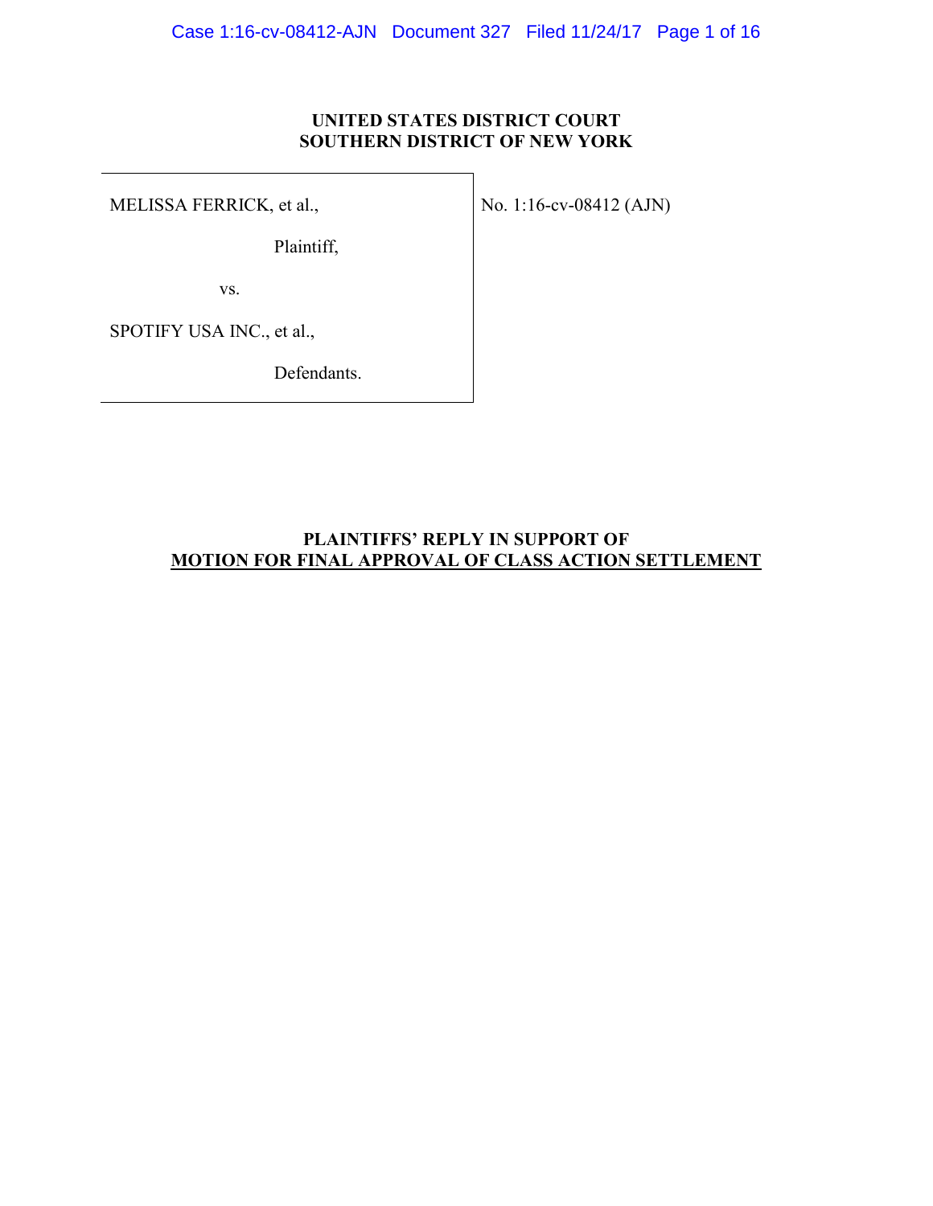**UNITED STATES DISTRICT COURT**
**SOUTHERN DISTRICT OF NEW YORK**

| | |
|---|---|
| MELISSA FERRICK, et al., <br><br> Plaintiff, <br><br> vs. <br><br> SPOTIFY USA INC., et al., <br><br> Defendants. | No. 1:16-cv-08412 (AJN) |

**PLAINTIFFS' REPLY IN SUPPORT OF**
**MOTION FOR FINAL APPROVAL OF CLASS ACTION SETTLEMENT**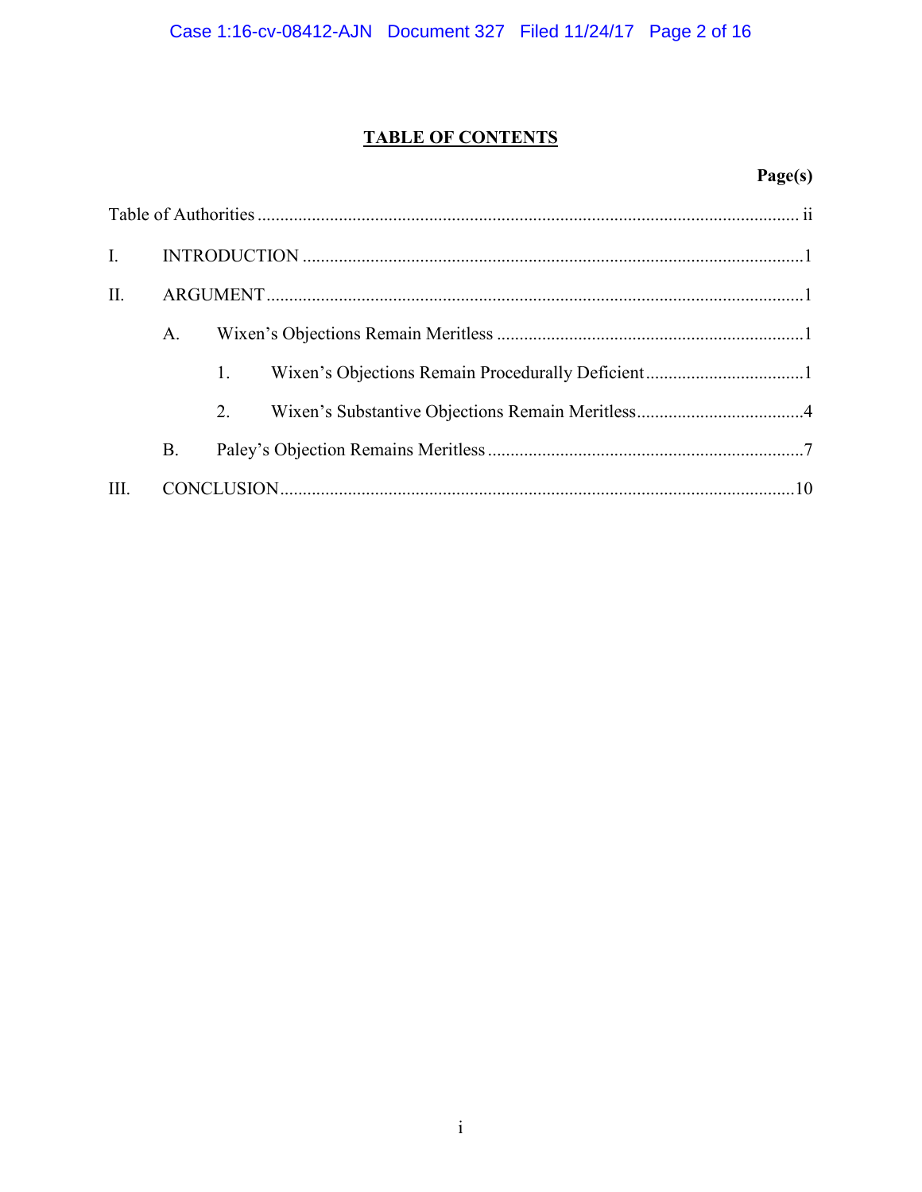# TABLE OF CONTENTS

| | Page(s) |
|---|---|
| Table of Authorities | ii |
| I. INTRODUCTION | 1 |
| II. ARGUMENT | 1 |
| A. Wixen's Objections Remain Meritless | 1 |
| 1. Wixen's Objections Remain Procedurally Deficient | 1 |
| 2. Wixen's Substantive Objections Remain Meritless | 4 |
| B. Paley's Objection Remains Meritless | 7 |
| III. CONCLUSION | 10 |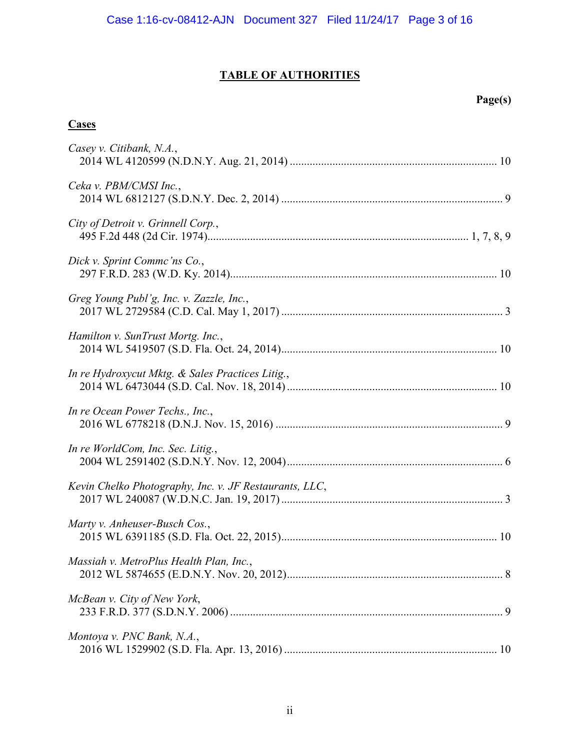# TABLE OF AUTHORITIES

**Page(s)**

**Cases**

*Casey v. Citibank, N.A.*,
2014 WL 4120599 (N.D.N.Y. Aug. 21, 2014) ........................................................................ 10

*Ceka v. PBM/CMSI Inc.*,
2014 WL 6812127 (S.D.N.Y. Dec. 2, 2014) .............................................................................. 9

*City of Detroit v. Grinnell Corp.*,
495 F.2d 448 (2d Cir. 1974)........................................................................................... 1, 7, 8, 9

*Dick v. Sprint Commc'ns Co.*,
297 F.R.D. 283 (W.D. Ky. 2014)............................................................................................. 10

*Greg Young Publ'g, Inc. v. Zazzle, Inc.*,
2017 WL 2729584 (C.D. Cal. May 1, 2017) .............................................................................. 3

*Hamilton v. SunTrust Mortg. Inc.*,
2014 WL 5419507 (S.D. Fla. Oct. 24, 2014)........................................................................... 10

*In re Hydroxycut Mktg. & Sales Practices Litig.*,
2014 WL 6473044 (S.D. Cal. Nov. 18, 2014) ......................................................................... 10

*In re Ocean Power Techs., Inc.*,
2016 WL 6778218 (D.N.J. Nov. 15, 2016) ................................................................................ 9

*In re WorldCom, Inc. Sec. Litig.*,
2004 WL 2591402 (S.D.N.Y. Nov. 12, 2004)............................................................................ 6

*Kevin Chelko Photography, Inc. v. JF Restaurants, LLC*,
2017 WL 240087 (W.D.N.C. Jan. 19, 2017) .............................................................................. 3

*Marty v. Anheuser-Busch Cos.*,
2015 WL 6391185 (S.D. Fla. Oct. 22, 2015)............................................................................ 10

*Massiah v. MetroPlus Health Plan, Inc.*,
2012 WL 5874655 (E.D.N.Y. Nov. 20, 2012)............................................................................ 8

*McBean v. City of New York*,
233 F.R.D. 377 (S.D.N.Y. 2006) ................................................................................................ 9

*Montoya v. PNC Bank, N.A.*,
2016 WL 1529902 (S.D. Fla. Apr. 13, 2016) ........................................................................... 10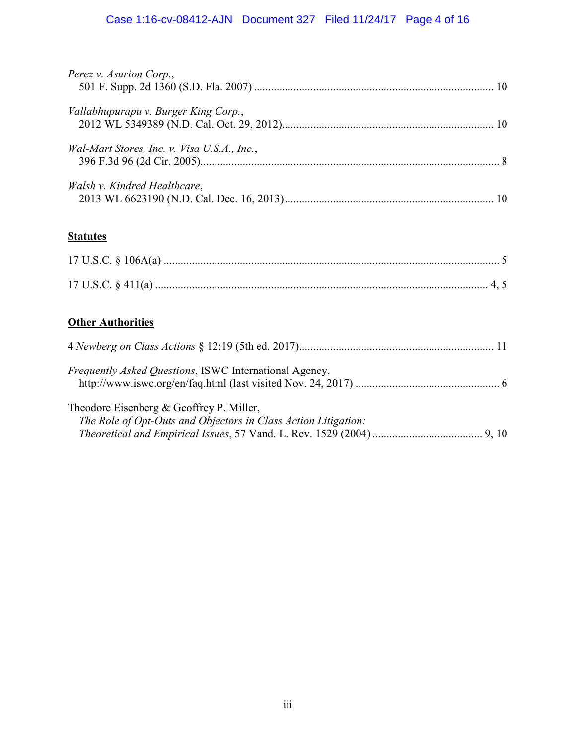*Perez v. Asurion Corp.*,
501 F. Supp. 2d 1360 (S.D. Fla. 2007) .................................................................................... 10

*Vallabhupurapu v. Burger King Corp.*,
2012 WL 5349389 (N.D. Cal. Oct. 29, 2012).......................................................................... 10

*Wal-Mart Stores, Inc. v. Visa U.S.A., Inc.*,
396 F.3d 96 (2d Cir. 2005)......................................................................................................... 8

*Walsh v. Kindred Healthcare*,
2013 WL 6623190 (N.D. Cal. Dec. 16, 2013).......................................................................... 10

**Statutes**

17 U.S.C. § 106A(a) ...................................................................................................................... 5

17 U.S.C. § 411(a) .................................................................................................................... 4, 5

**Other Authorities**

4 *Newberg on Class Actions* § 12:19 (5th ed. 2017).................................................................... 11

*Frequently Asked Questions*, ISWC International Agency,
http://www.iswc.org/en/faq.html (last visited Nov. 24, 2017) .................................................. 6

Theodore Eisenberg & Geoffrey P. Miller,
*The Role of Opt-Outs and Objectors in Class Action Litigation: Theoretical and Empirical Issues*, 57 Vand. L. Rev. 1529 (2004) ...................................... 9, 10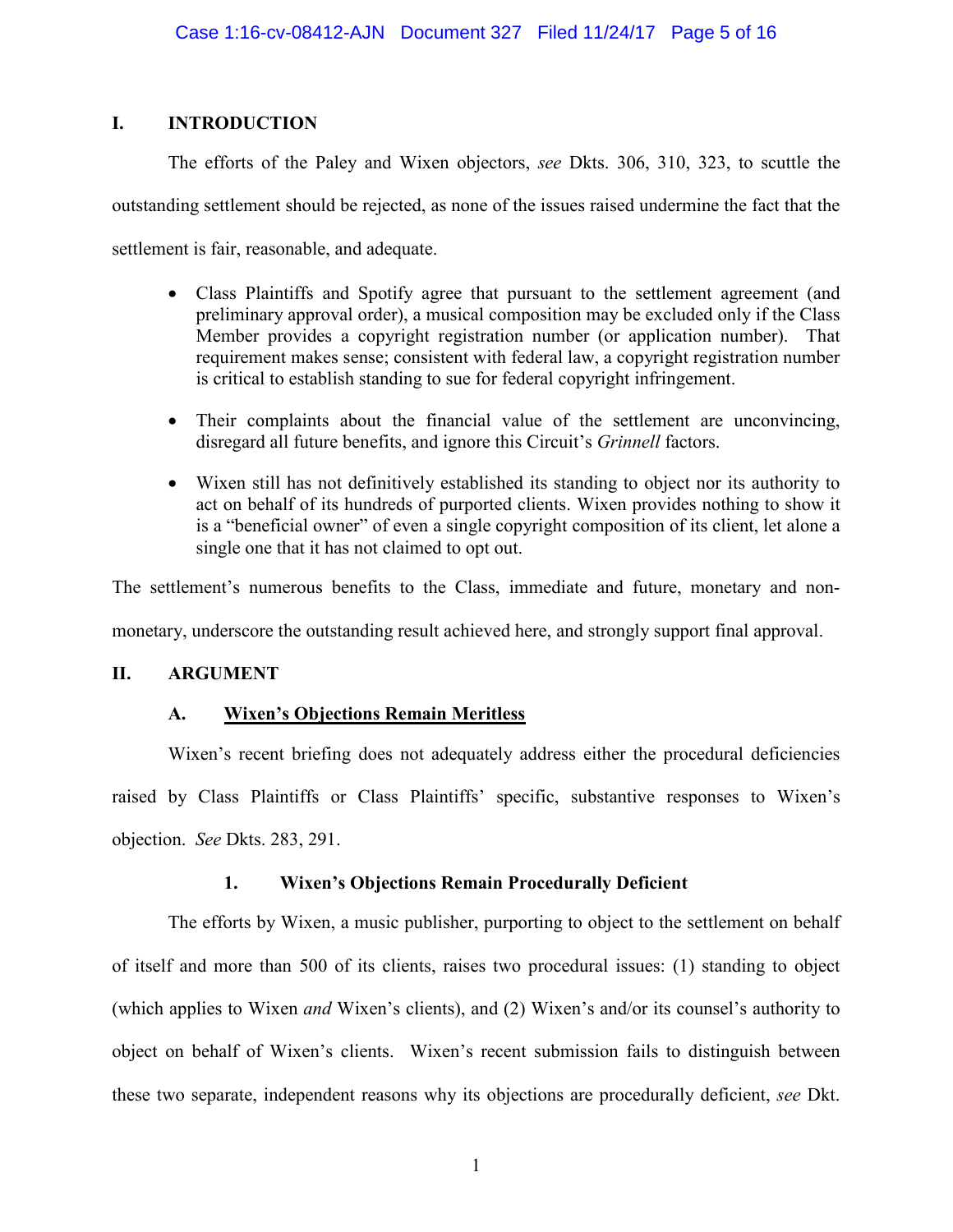## I. INTRODUCTION

The efforts of the Paley and Wixen objectors, *see* Dkts. 306, 310, 323, to scuttle the outstanding settlement should be rejected, as none of the issues raised undermine the fact that the settlement is fair, reasonable, and adequate.

- Class Plaintiffs and Spotify agree that pursuant to the settlement agreement (and preliminary approval order), a musical composition may be excluded only if the Class Member provides a copyright registration number (or application number). That requirement makes sense; consistent with federal law, a copyright registration number is critical to establish standing to sue for federal copyright infringement.
- Their complaints about the financial value of the settlement are unconvincing, disregard all future benefits, and ignore this Circuit's *Grinnell* factors.
- Wixen still has not definitively established its standing to object nor its authority to act on behalf of its hundreds of purported clients. Wixen provides nothing to show it is a "beneficial owner" of even a single copyright composition of its client, let alone a single one that it has not claimed to opt out.

The settlement's numerous benefits to the Class, immediate and future, monetary and non-monetary, underscore the outstanding result achieved here, and strongly support final approval.

## II. ARGUMENT

### A. Wixen's Objections Remain Meritless

Wixen's recent briefing does not adequately address either the procedural deficiencies raised by Class Plaintiffs or Class Plaintiffs' specific, substantive responses to Wixen's objection. *See* Dkts. 283, 291.

#### 1. Wixen's Objections Remain Procedurally Deficient

The efforts by Wixen, a music publisher, purporting to object to the settlement on behalf of itself and more than 500 of its clients, raises two procedural issues: (1) standing to object (which applies to Wixen *and* Wixen's clients), and (2) Wixen's and/or its counsel's authority to object on behalf of Wixen's clients. Wixen's recent submission fails to distinguish between these two separate, independent reasons why its objections are procedurally deficient, *see* Dkt.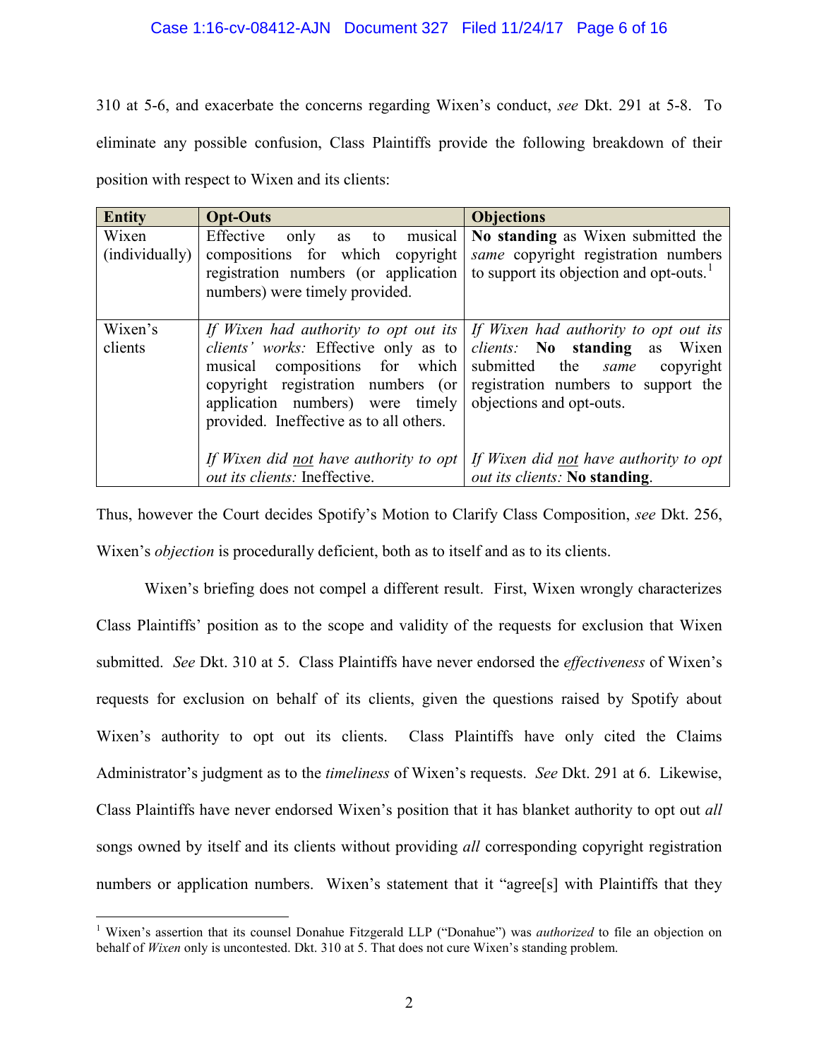310 at 5-6, and exacerbate the concerns regarding Wixen's conduct, *see* Dkt. 291 at 5-8. To eliminate any possible confusion, Class Plaintiffs provide the following breakdown of their position with respect to Wixen and its clients:

| Entity | Opt-Outs | Objections |
|---|---|---|
| Wixen (individually) | Effective only as to musical compositions for which copyright registration numbers (or application numbers) were timely provided. | **No standing** as Wixen submitted the *same* copyright registration numbers to support its objection and opt-outs.[1] |
| Wixen's clients | *If Wixen had authority to opt out its clients' works:* Effective only as to musical compositions for which copyright registration numbers (or application numbers) were timely provided. Ineffective as to all others.<br><br>*If Wixen did not have authority to opt out its clients:* Ineffective. | *If Wixen had authority to opt out its clients:* **No standing** as Wixen submitted the *same* copyright registration numbers to support the objections and opt-outs.<br><br>*If Wixen did not have authority to opt out its clients:* **No standing**. |

Thus, however the Court decides Spotify's Motion to Clarify Class Composition, *see* Dkt. 256, Wixen's *objection* is procedurally deficient, both as to itself and as to its clients.

Wixen's briefing does not compel a different result. First, Wixen wrongly characterizes Class Plaintiffs' position as to the scope and validity of the requests for exclusion that Wixen submitted. *See* Dkt. 310 at 5. Class Plaintiffs have never endorsed the *effectiveness* of Wixen's requests for exclusion on behalf of its clients, given the questions raised by Spotify about Wixen's authority to opt out its clients. Class Plaintiffs have only cited the Claims Administrator's judgment as to the *timeliness* of Wixen's requests. *See* Dkt. 291 at 6. Likewise, Class Plaintiffs have never endorsed Wixen's position that it has blanket authority to opt out *all* songs owned by itself and its clients without providing *all* corresponding copyright registration numbers or application numbers. Wixen's statement that it "agree[s] with Plaintiffs that they

---

[1] Wixen's assertion that its counsel Donahue Fitzgerald LLP ("Donahue") was *authorized* to file an objection on behalf of *Wixen* only is uncontested. Dkt. 310 at 5. That does not cure Wixen's standing problem.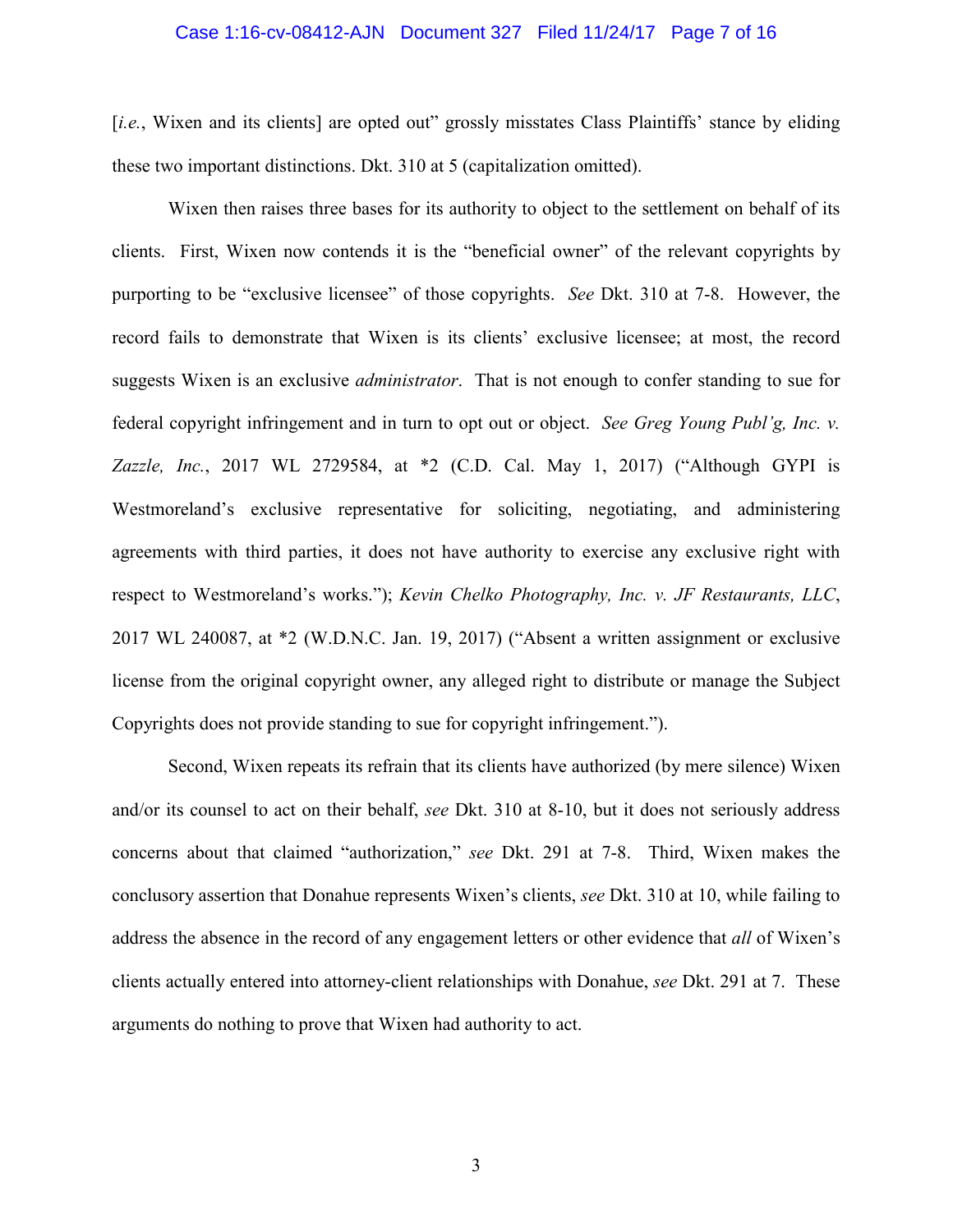[*i.e.*, Wixen and its clients] are opted out" grossly misstates Class Plaintiffs' stance by eliding these two important distinctions. Dkt. 310 at 5 (capitalization omitted).

Wixen then raises three bases for its authority to object to the settlement on behalf of its clients. First, Wixen now contends it is the "beneficial owner" of the relevant copyrights by purporting to be "exclusive licensee" of those copyrights. *See* Dkt. 310 at 7-8. However, the record fails to demonstrate that Wixen is its clients' exclusive licensee; at most, the record suggests Wixen is an exclusive *administrator*. That is not enough to confer standing to sue for federal copyright infringement and in turn to opt out or object. *See Greg Young Publ'g, Inc. v. Zazzle, Inc.*, 2017 WL 2729584, at *2 (C.D. Cal. May 1, 2017) ("Although GYPI is Westmoreland's exclusive representative for soliciting, negotiating, and administering agreements with third parties, it does not have authority to exercise any exclusive right with respect to Westmoreland's works."); *Kevin Chelko Photography, Inc. v. JF Restaurants, LLC*, 2017 WL 240087, at *2 (W.D.N.C. Jan. 19, 2017) ("Absent a written assignment or exclusive license from the original copyright owner, any alleged right to distribute or manage the Subject Copyrights does not provide standing to sue for copyright infringement.").

Second, Wixen repeats its refrain that its clients have authorized (by mere silence) Wixen and/or its counsel to act on their behalf, *see* Dkt. 310 at 8-10, but it does not seriously address concerns about that claimed "authorization," *see* Dkt. 291 at 7-8. Third, Wixen makes the conclusory assertion that Donahue represents Wixen's clients, *see* Dkt. 310 at 10, while failing to address the absence in the record of any engagement letters or other evidence that *all* of Wixen's clients actually entered into attorney-client relationships with Donahue, *see* Dkt. 291 at 7. These arguments do nothing to prove that Wixen had authority to act.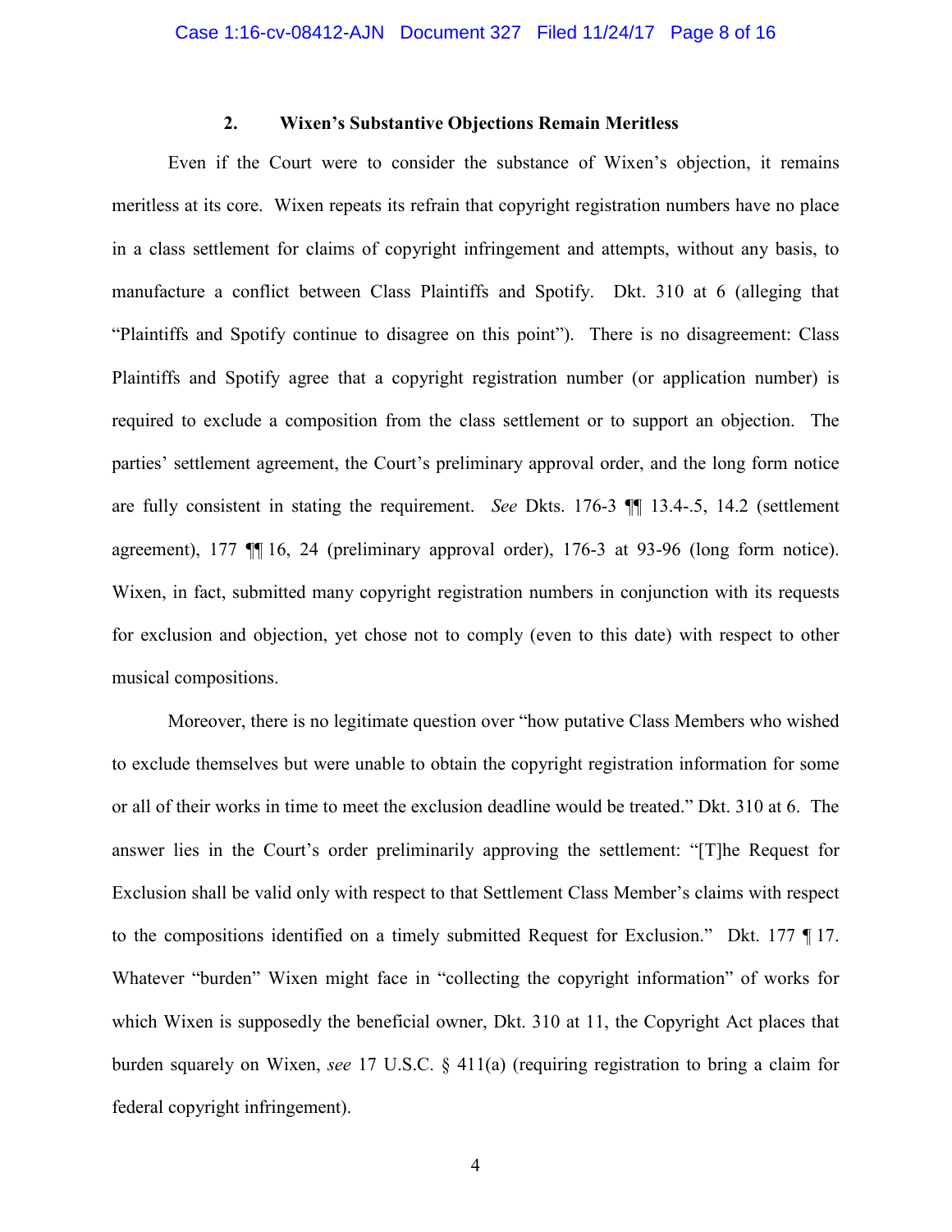### 2. Wixen's Substantive Objections Remain Meritless

Even if the Court were to consider the substance of Wixen's objection, it remains meritless at its core. Wixen repeats its refrain that copyright registration numbers have no place in a class settlement for claims of copyright infringement and attempts, without any basis, to manufacture a conflict between Class Plaintiffs and Spotify. Dkt. 310 at 6 (alleging that "Plaintiffs and Spotify continue to disagree on this point"). There is no disagreement: Class Plaintiffs and Spotify agree that a copyright registration number (or application number) is required to exclude a composition from the class settlement or to support an objection. The parties' settlement agreement, the Court's preliminary approval order, and the long form notice are fully consistent in stating the requirement. *See* Dkts. 176-3 ¶¶ 13.4-.5, 14.2 (settlement agreement), 177 ¶¶ 16, 24 (preliminary approval order), 176-3 at 93-96 (long form notice). Wixen, in fact, submitted many copyright registration numbers in conjunction with its requests for exclusion and objection, yet chose not to comply (even to this date) with respect to other musical compositions.

Moreover, there is no legitimate question over "how putative Class Members who wished to exclude themselves but were unable to obtain the copyright registration information for some or all of their works in time to meet the exclusion deadline would be treated." Dkt. 310 at 6. The answer lies in the Court's order preliminarily approving the settlement: "[T]he Request for Exclusion shall be valid only with respect to that Settlement Class Member's claims with respect to the compositions identified on a timely submitted Request for Exclusion." Dkt. 177 ¶ 17. Whatever "burden" Wixen might face in "collecting the copyright information" of works for which Wixen is supposedly the beneficial owner, Dkt. 310 at 11, the Copyright Act places that burden squarely on Wixen, *see* 17 U.S.C. § 411(a) (requiring registration to bring a claim for federal copyright infringement).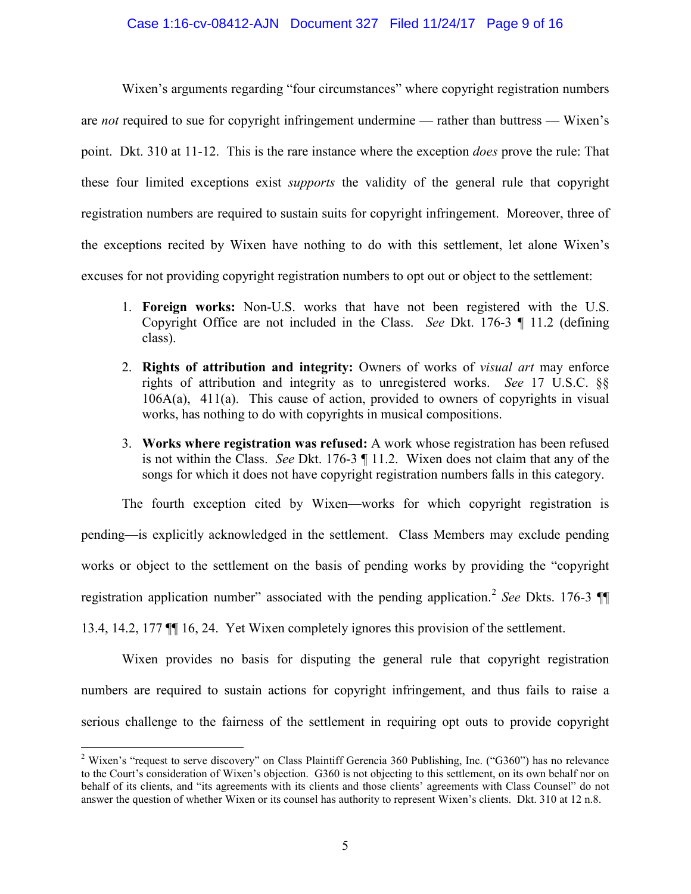Wixen's arguments regarding "four circumstances" where copyright registration numbers are *not* required to sue for copyright infringement undermine — rather than buttress — Wixen's point. Dkt. 310 at 11-12. This is the rare instance where the exception *does* prove the rule: That these four limited exceptions exist *supports* the validity of the general rule that copyright registration numbers are required to sustain suits for copyright infringement. Moreover, three of the exceptions recited by Wixen have nothing to do with this settlement, let alone Wixen's excuses for not providing copyright registration numbers to opt out or object to the settlement:

1. **Foreign works:** Non-U.S. works that have not been registered with the U.S. Copyright Office are not included in the Class. *See* Dkt. 176-3 ¶ 11.2 (defining class).

2. **Rights of attribution and integrity:** Owners of works of *visual art* may enforce rights of attribution and integrity as to unregistered works. *See* 17 U.S.C. §§ 106A(a), 411(a). This cause of action, provided to owners of copyrights in visual works, has nothing to do with copyrights in musical compositions.

3. **Works where registration was refused:** A work whose registration has been refused is not within the Class. *See* Dkt. 176-3 ¶ 11.2. Wixen does not claim that any of the songs for which it does not have copyright registration numbers falls in this category.

The fourth exception cited by Wixen—works for which copyright registration is pending—is explicitly acknowledged in the settlement. Class Members may exclude pending works or object to the settlement on the basis of pending works by providing the "copyright registration application number" associated with the pending application.[2] *See* Dkts. 176-3 ¶¶ 13.4, 14.2, 177 ¶¶ 16, 24. Yet Wixen completely ignores this provision of the settlement.

Wixen provides no basis for disputing the general rule that copyright registration numbers are required to sustain actions for copyright infringement, and thus fails to raise a serious challenge to the fairness of the settlement in requiring opt outs to provide copyright

---

[2] Wixen's "request to serve discovery" on Class Plaintiff Gerencia 360 Publishing, Inc. ("G360") has no relevance to the Court's consideration of Wixen's objection. G360 is not objecting to this settlement, on its own behalf nor on behalf of its clients, and "its agreements with its clients and those clients' agreements with Class Counsel" do not answer the question of whether Wixen or its counsel has authority to represent Wixen's clients. Dkt. 310 at 12 n.8.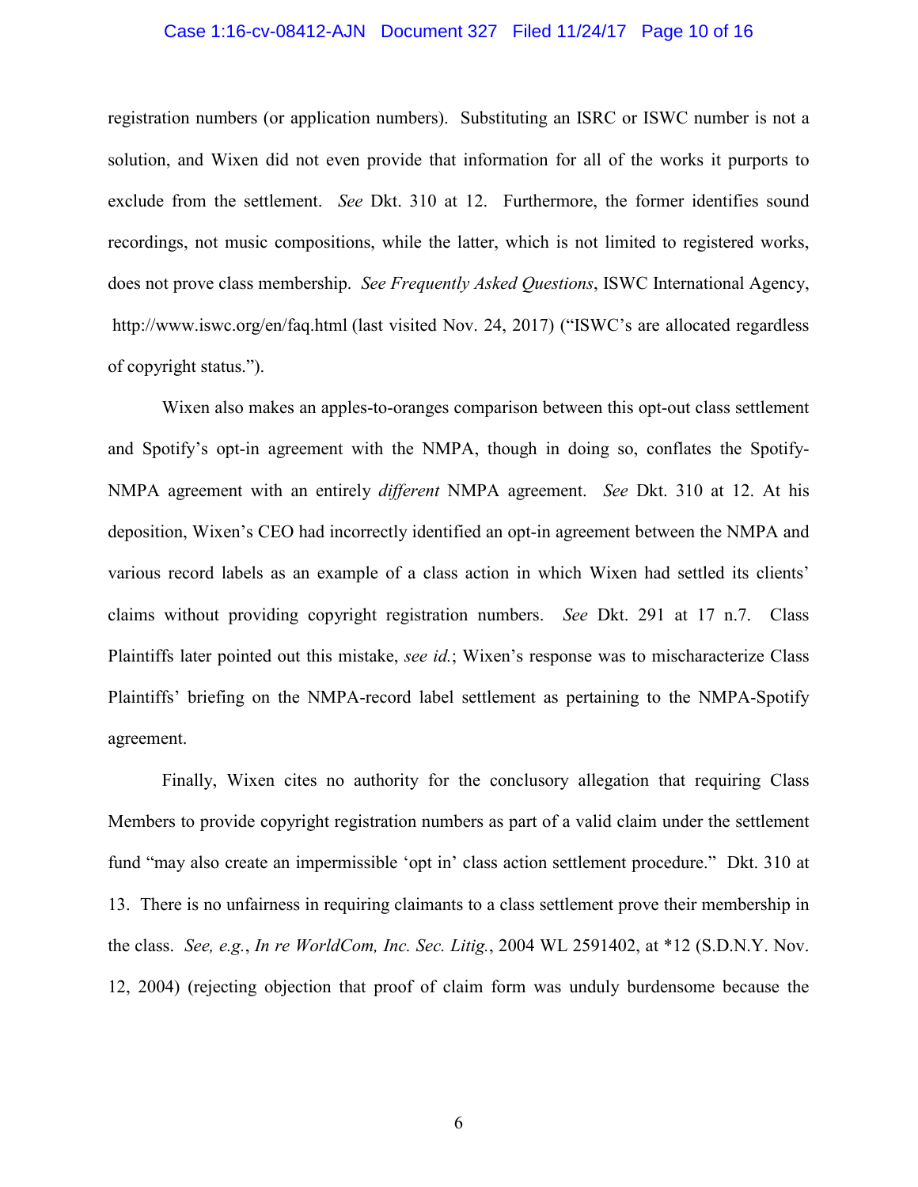registration numbers (or application numbers). Substituting an ISRC or ISWC number is not a solution, and Wixen did not even provide that information for all of the works it purports to exclude from the settlement. *See* Dkt. 310 at 12. Furthermore, the former identifies sound recordings, not music compositions, while the latter, which is not limited to registered works, does not prove class membership. *See Frequently Asked Questions*, ISWC International Agency, http://www.iswc.org/en/faq.html (last visited Nov. 24, 2017) ("ISWC's are allocated regardless of copyright status.").

Wixen also makes an apples-to-oranges comparison between this opt-out class settlement and Spotify's opt-in agreement with the NMPA, though in doing so, conflates the Spotify-NMPA agreement with an entirely *different* NMPA agreement. *See* Dkt. 310 at 12. At his deposition, Wixen's CEO had incorrectly identified an opt-in agreement between the NMPA and various record labels as an example of a class action in which Wixen had settled its clients' claims without providing copyright registration numbers. *See* Dkt. 291 at 17 n.7. Class Plaintiffs later pointed out this mistake, *see id.*; Wixen's response was to mischaracterize Class Plaintiffs' briefing on the NMPA-record label settlement as pertaining to the NMPA-Spotify agreement.

Finally, Wixen cites no authority for the conclusory allegation that requiring Class Members to provide copyright registration numbers as part of a valid claim under the settlement fund "may also create an impermissible 'opt in' class action settlement procedure." Dkt. 310 at 13. There is no unfairness in requiring claimants to a class settlement prove their membership in the class. *See, e.g.*, *In re WorldCom, Inc. Sec. Litig.*, 2004 WL 2591402, at *12 (S.D.N.Y. Nov. 12, 2004) (rejecting objection that proof of claim form was unduly burdensome because the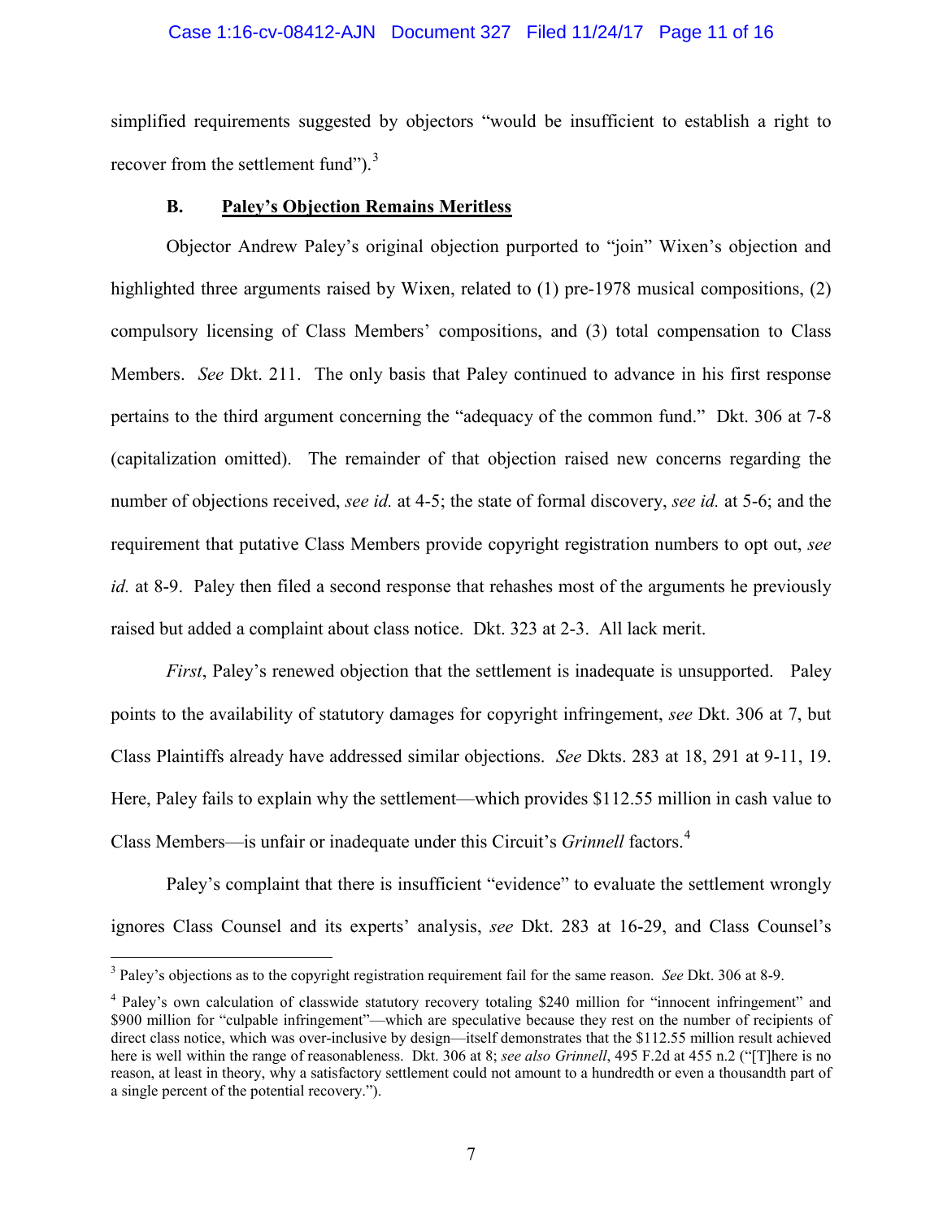simplified requirements suggested by objectors "would be insufficient to establish a right to recover from the settlement fund").[3]

### B. Paley's Objection Remains Meritless

Objector Andrew Paley's original objection purported to "join" Wixen's objection and highlighted three arguments raised by Wixen, related to (1) pre-1978 musical compositions, (2) compulsory licensing of Class Members' compositions, and (3) total compensation to Class Members. *See* Dkt. 211. The only basis that Paley continued to advance in his first response pertains to the third argument concerning the "adequacy of the common fund." Dkt. 306 at 7-8 (capitalization omitted). The remainder of that objection raised new concerns regarding the number of objections received, *see id.* at 4-5; the state of formal discovery, *see id.* at 5-6; and the requirement that putative Class Members provide copyright registration numbers to opt out, *see id.* at 8-9. Paley then filed a second response that rehashes most of the arguments he previously raised but added a complaint about class notice. Dkt. 323 at 2-3. All lack merit.

*First*, Paley's renewed objection that the settlement is inadequate is unsupported. Paley points to the availability of statutory damages for copyright infringement, *see* Dkt. 306 at 7, but Class Plaintiffs already have addressed similar objections. *See* Dkts. 283 at 18, 291 at 9-11, 19. Here, Paley fails to explain why the settlement—which provides $112.55 million in cash value to Class Members—is unfair or inadequate under this Circuit's *Grinnell* factors.[4]

Paley's complaint that there is insufficient "evidence" to evaluate the settlement wrongly ignores Class Counsel and its experts' analysis, *see* Dkt. 283 at 16-29, and Class Counsel's

---

[3] Paley's objections as to the copyright registration requirement fail for the same reason. *See* Dkt. 306 at 8-9.

[4] Paley's own calculation of classwide statutory recovery totaling $240 million for "innocent infringement" and $900 million for "culpable infringement"—which are speculative because they rest on the number of recipients of direct class notice, which was over-inclusive by design—itself demonstrates that the $112.55 million result achieved here is well within the range of reasonableness. Dkt. 306 at 8; *see also Grinnell*, 495 F.2d at 455 n.2 ("[T]here is no reason, at least in theory, why a satisfactory settlement could not amount to a hundredth or even a thousandth part of a single percent of the potential recovery.").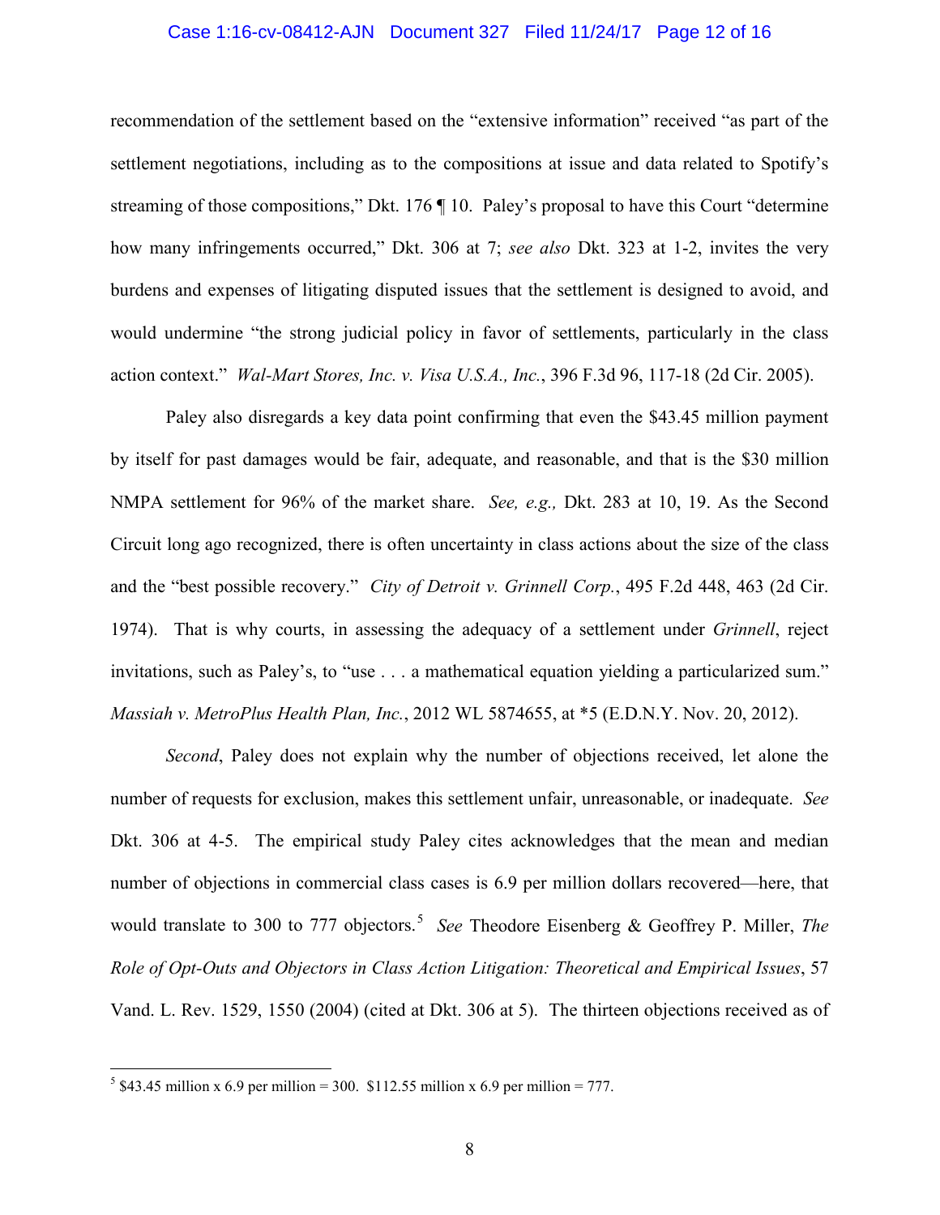recommendation of the settlement based on the "extensive information" received "as part of the settlement negotiations, including as to the compositions at issue and data related to Spotify's streaming of those compositions," Dkt. 176 ¶ 10. Paley's proposal to have this Court "determine how many infringements occurred," Dkt. 306 at 7; *see also* Dkt. 323 at 1-2, invites the very burdens and expenses of litigating disputed issues that the settlement is designed to avoid, and would undermine "the strong judicial policy in favor of settlements, particularly in the class action context." *Wal-Mart Stores, Inc. v. Visa U.S.A., Inc.*, 396 F.3d 96, 117-18 (2d Cir. 2005).

Paley also disregards a key data point confirming that even the $43.45 million payment by itself for past damages would be fair, adequate, and reasonable, and that is the $30 million NMPA settlement for 96% of the market share. *See, e.g.,* Dkt. 283 at 10, 19. As the Second Circuit long ago recognized, there is often uncertainty in class actions about the size of the class and the "best possible recovery." *City of Detroit v. Grinnell Corp.*, 495 F.2d 448, 463 (2d Cir. 1974). That is why courts, in assessing the adequacy of a settlement under *Grinnell*, reject invitations, such as Paley's, to "use . . . a mathematical equation yielding a particularized sum." *Massiah v. MetroPlus Health Plan, Inc.*, 2012 WL 5874655, at *5 (E.D.N.Y. Nov. 20, 2012).

*Second*, Paley does not explain why the number of objections received, let alone the number of requests for exclusion, makes this settlement unfair, unreasonable, or inadequate. *See* Dkt. 306 at 4-5. The empirical study Paley cites acknowledges that the mean and median number of objections in commercial class cases is 6.9 per million dollars recovered—here, that would translate to 300 to 777 objectors.[5] *See* Theodore Eisenberg & Geoffrey P. Miller, *The Role of Opt-Outs and Objectors in Class Action Litigation: Theoretical and Empirical Issues*, 57 Vand. L. Rev. 1529, 1550 (2004) (cited at Dkt. 306 at 5). The thirteen objections received as of

---

[5] $43.45 million x 6.9 per million = 300. $112.55 million x 6.9 per million = 777.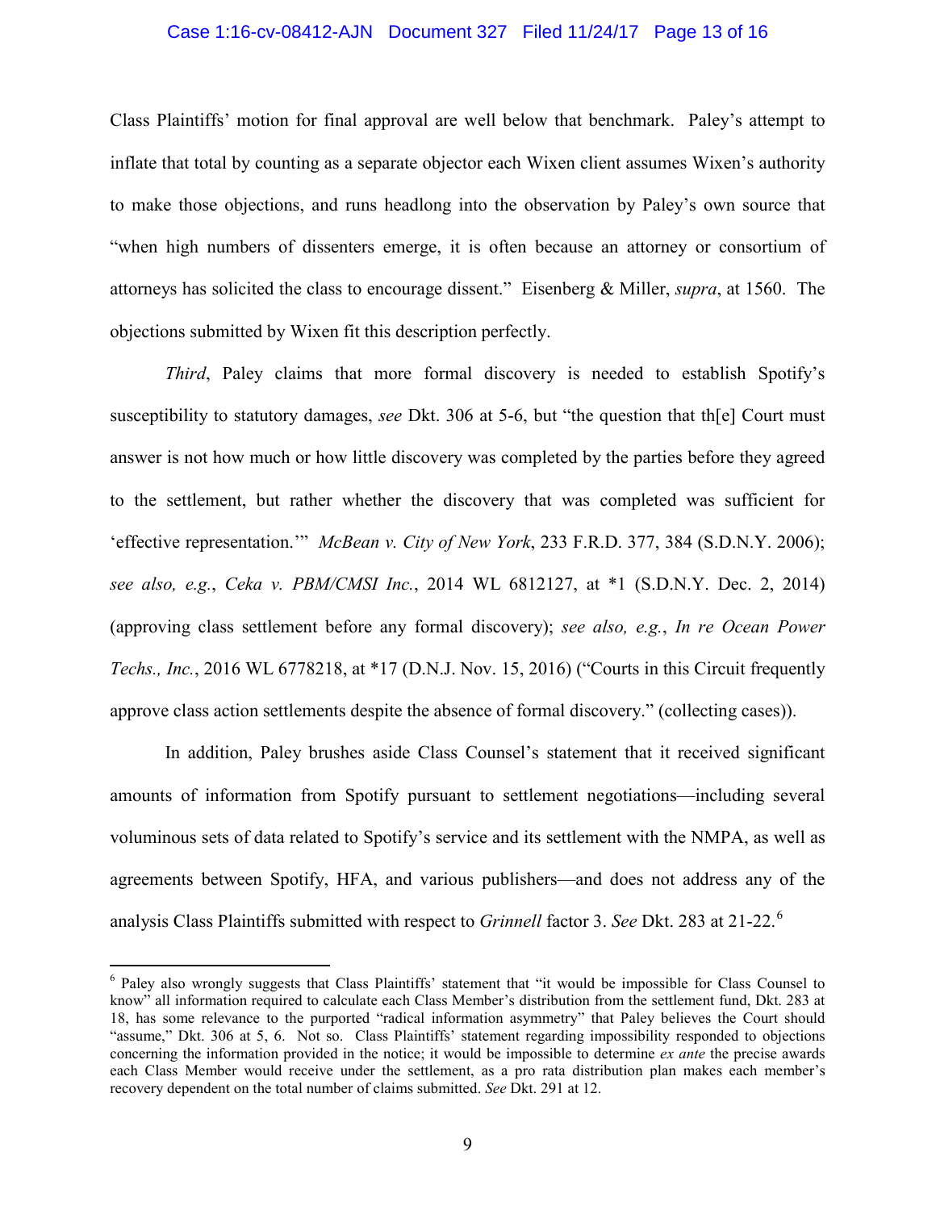Class Plaintiffs' motion for final approval are well below that benchmark. Paley's attempt to inflate that total by counting as a separate objector each Wixen client assumes Wixen's authority to make those objections, and runs headlong into the observation by Paley's own source that "when high numbers of dissenters emerge, it is often because an attorney or consortium of attorneys has solicited the class to encourage dissent." Eisenberg & Miller, *supra*, at 1560. The objections submitted by Wixen fit this description perfectly.

*Third*, Paley claims that more formal discovery is needed to establish Spotify's susceptibility to statutory damages, *see* Dkt. 306 at 5-6, but "the question that th[e] Court must answer is not how much or how little discovery was completed by the parties before they agreed to the settlement, but rather whether the discovery that was completed was sufficient for 'effective representation.'" *McBean v. City of New York*, 233 F.R.D. 377, 384 (S.D.N.Y. 2006); *see also, e.g.*, *Ceka v. PBM/CMSI Inc.*, 2014 WL 6812127, at \*1 (S.D.N.Y. Dec. 2, 2014) (approving class settlement before any formal discovery); *see also, e.g.*, *In re Ocean Power Techs., Inc.*, 2016 WL 6778218, at \*17 (D.N.J. Nov. 15, 2016) ("Courts in this Circuit frequently approve class action settlements despite the absence of formal discovery." (collecting cases)).

In addition, Paley brushes aside Class Counsel's statement that it received significant amounts of information from Spotify pursuant to settlement negotiations—including several voluminous sets of data related to Spotify's service and its settlement with the NMPA, as well as agreements between Spotify, HFA, and various publishers—and does not address any of the analysis Class Plaintiffs submitted with respect to *Grinnell* factor 3. *See* Dkt. 283 at 21-22.[6]

---

[6] Paley also wrongly suggests that Class Plaintiffs' statement that "it would be impossible for Class Counsel to know" all information required to calculate each Class Member's distribution from the settlement fund, Dkt. 283 at 18, has some relevance to the purported "radical information asymmetry" that Paley believes the Court should "assume," Dkt. 306 at 5, 6. Not so. Class Plaintiffs' statement regarding impossibility responded to objections concerning the information provided in the notice; it would be impossible to determine *ex ante* the precise awards each Class Member would receive under the settlement, as a pro rata distribution plan makes each member's recovery dependent on the total number of claims submitted. *See* Dkt. 291 at 12.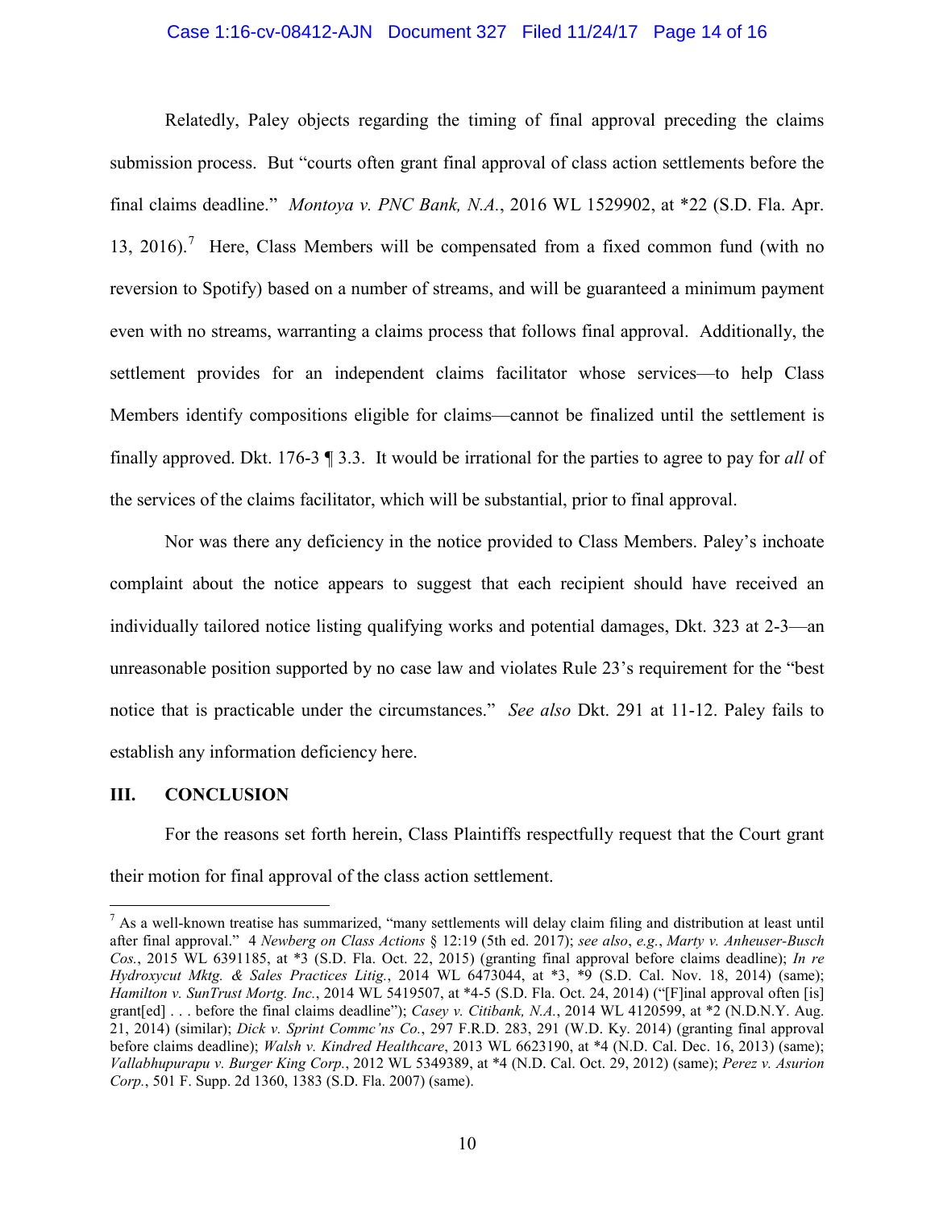Relatedly, Paley objects regarding the timing of final approval preceding the claims submission process. But "courts often grant final approval of class action settlements before the final claims deadline." *Montoya v. PNC Bank, N.A.*, 2016 WL 1529902, at *22 (S.D. Fla. Apr. 13, 2016).[7] Here, Class Members will be compensated from a fixed common fund (with no reversion to Spotify) based on a number of streams, and will be guaranteed a minimum payment even with no streams, warranting a claims process that follows final approval. Additionally, the settlement provides for an independent claims facilitator whose services—to help Class Members identify compositions eligible for claims—cannot be finalized until the settlement is finally approved. Dkt. 176-3 ¶ 3.3. It would be irrational for the parties to agree to pay for *all* of the services of the claims facilitator, which will be substantial, prior to final approval.

Nor was there any deficiency in the notice provided to Class Members. Paley's inchoate complaint about the notice appears to suggest that each recipient should have received an individually tailored notice listing qualifying works and potential damages, Dkt. 323 at 2-3—an unreasonable position supported by no case law and violates Rule 23's requirement for the "best notice that is practicable under the circumstances." *See also* Dkt. 291 at 11-12. Paley fails to establish any information deficiency here.

## III. CONCLUSION

For the reasons set forth herein, Class Plaintiffs respectfully request that the Court grant their motion for final approval of the class action settlement.

---

[7] As a well-known treatise has summarized, "many settlements will delay claim filing and distribution at least until after final approval." 4 *Newberg on Class Actions* § 12:19 (5th ed. 2017); *see also*, *e.g.*, *Marty v. Anheuser-Busch Cos.*, 2015 WL 6391185, at *3 (S.D. Fla. Oct. 22, 2015) (granting final approval before claims deadline); *In re Hydroxycut Mktg. & Sales Practices Litig.*, 2014 WL 6473044, at *3, *9 (S.D. Cal. Nov. 18, 2014) (same); *Hamilton v. SunTrust Mortg. Inc.*, 2014 WL 5419507, at *4-5 (S.D. Fla. Oct. 24, 2014) ("[F]inal approval often [is] grant[ed] . . . before the final claims deadline"); *Casey v. Citibank, N.A.*, 2014 WL 4120599, at *2 (N.D.N.Y. Aug. 21, 2014) (similar); *Dick v. Sprint Commc'ns Co.*, 297 F.R.D. 283, 291 (W.D. Ky. 2014) (granting final approval before claims deadline); *Walsh v. Kindred Healthcare*, 2013 WL 6623190, at *4 (N.D. Cal. Dec. 16, 2013) (same); *Vallabhupurapu v. Burger King Corp.*, 2012 WL 5349389, at *4 (N.D. Cal. Oct. 29, 2012) (same); *Perez v. Asurion Corp.*, 501 F. Supp. 2d 1360, 1383 (S.D. Fla. 2007) (same).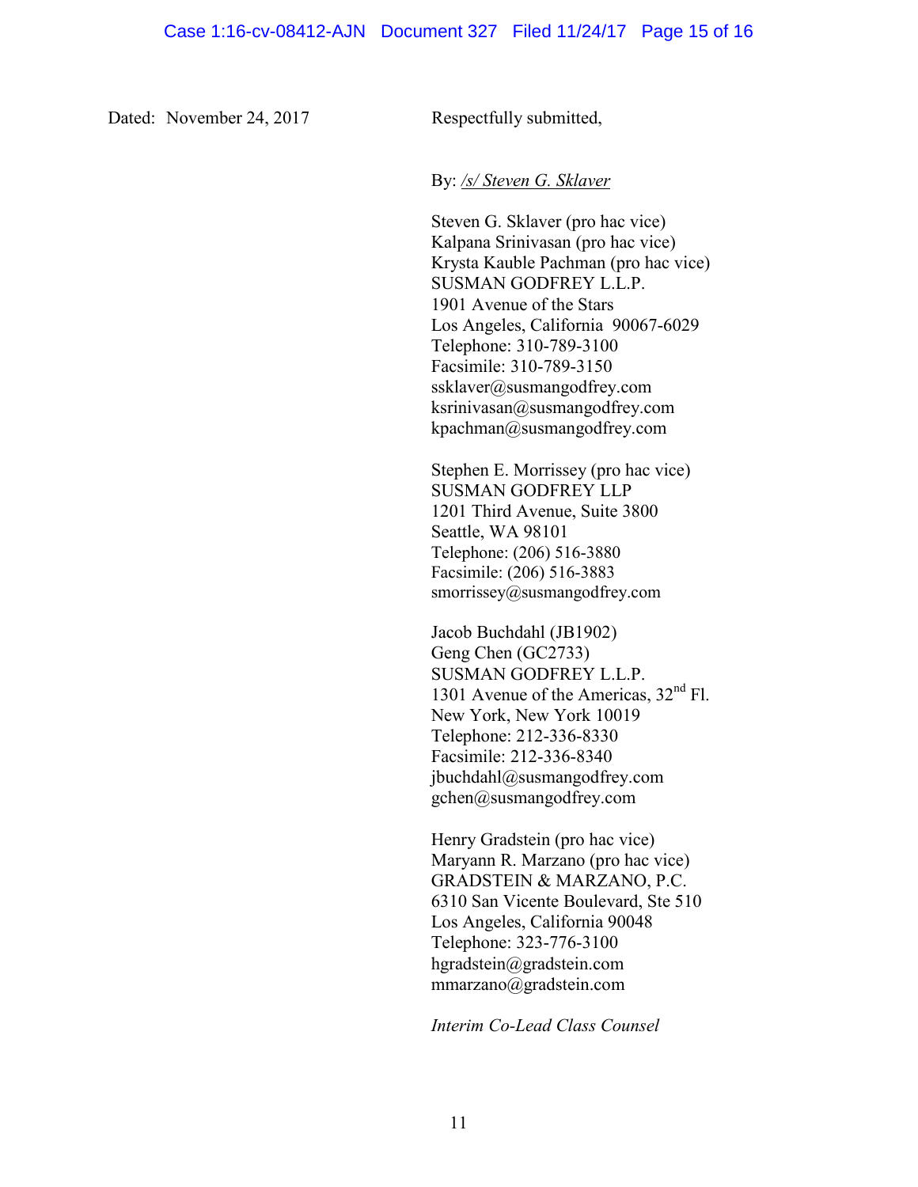Dated: November 24, 2017

Respectfully submitted,

By: /s/ Steven G. Sklaver

Steven G. Sklaver (pro hac vice)
Kalpana Srinivasan (pro hac vice)
Krysta Kauble Pachman (pro hac vice)
SUSMAN GODFREY L.L.P.
1901 Avenue of the Stars
Los Angeles, California 90067-6029
Telephone: 310-789-3100
Facsimile: 310-789-3150
ssklaver@susmangodfrey.com
ksrinivasan@susmangodfrey.com
kpachman@susmangodfrey.com

Stephen E. Morrissey (pro hac vice)
SUSMAN GODFREY LLP
1201 Third Avenue, Suite 3800
Seattle, WA 98101
Telephone: (206) 516-3880
Facsimile: (206) 516-3883
smorrissey@susmangodfrey.com

Jacob Buchdahl (JB1902)
Geng Chen (GC2733)
SUSMAN GODFREY L.L.P.
1301 Avenue of the Americas, 32nd Fl.
New York, New York 10019
Telephone: 212-336-8330
Facsimile: 212-336-8340
jbuchdahl@susmangodfrey.com
gchen@susmangodfrey.com

Henry Gradstein (pro hac vice)
Maryann R. Marzano (pro hac vice)
GRADSTEIN & MARZANO, P.C.
6310 San Vicente Boulevard, Ste 510
Los Angeles, California 90048
Telephone: 323-776-3100
hgradstein@gradstein.com
mmarzano@gradstein.com

*Interim Co-Lead Class Counsel*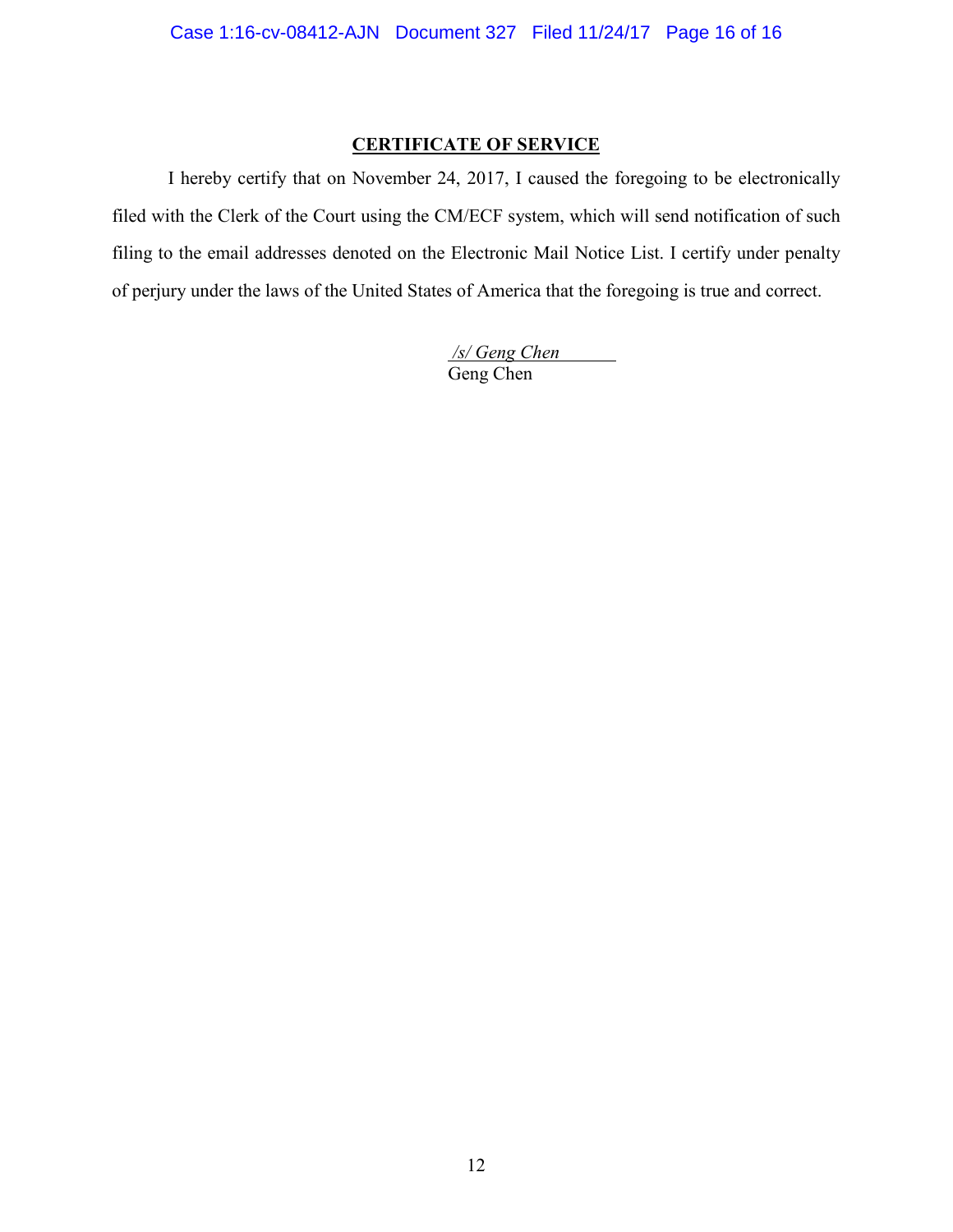## CERTIFICATE OF SERVICE

I hereby certify that on November 24, 2017, I caused the foregoing to be electronically filed with the Clerk of the Court using the CM/ECF system, which will send notification of such filing to the email addresses denoted on the Electronic Mail Notice List. I certify under penalty of perjury under the laws of the United States of America that the foregoing is true and correct.

*/s/ Geng Chen*
Geng Chen